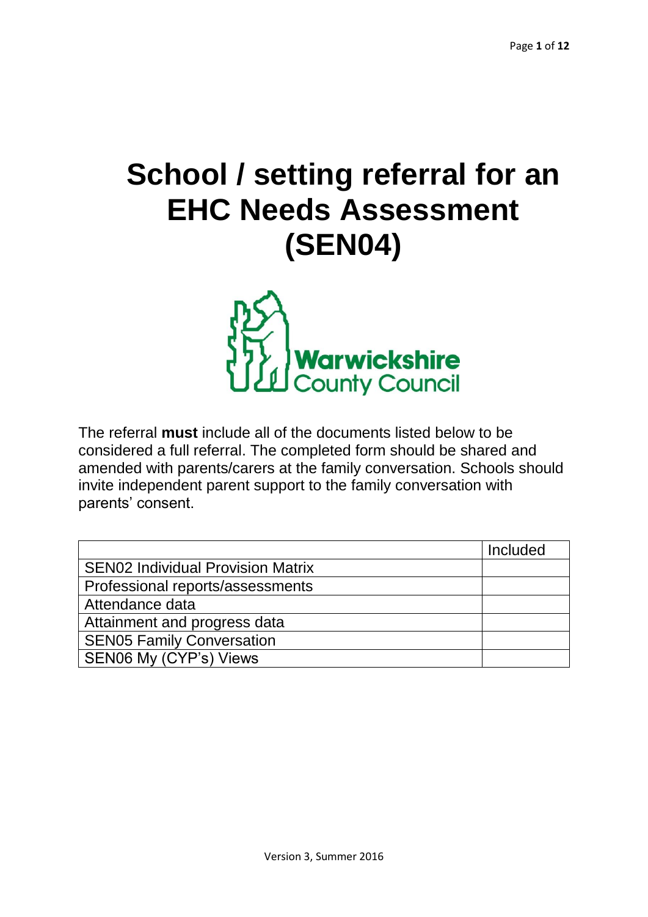# School / setting referral for an EHC Needs Assessment (SEN04)

Warwickshire County Council

The referral **must** include all of the documents listed below to be considered a full referral. The completed form should be shared and amended with parents/carers at the family conversation. Schools should invite independent parent support to the family conversation with parents' consent.

| | Included |
|---|---|
| SEN02 Individual Provision Matrix | |
| Professional reports/assessments | |
| Attendance data | |
| Attainment and progress data | |
| SEN05 Family Conversation | |
| SEN06 My (CYP's) Views | |

Version 3, Summer 2016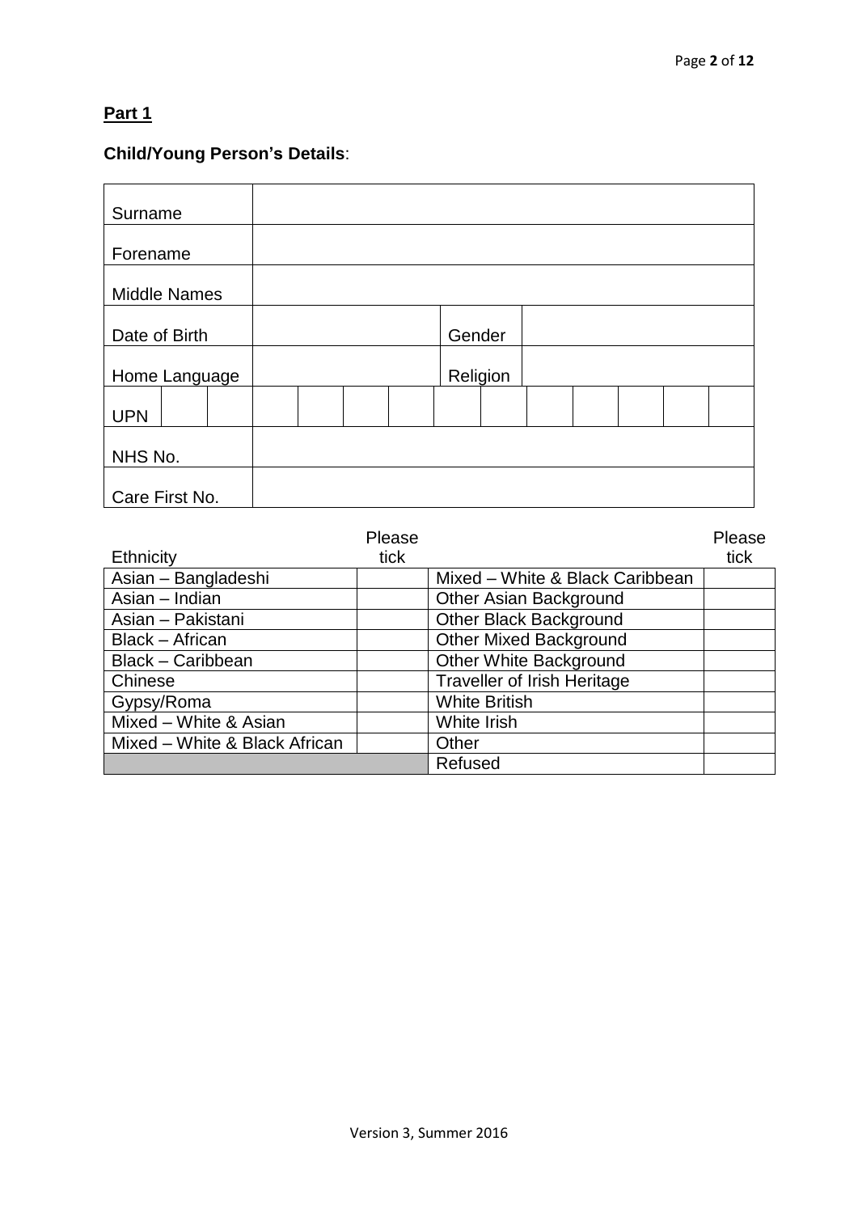**Part 1**

**Child/Young Person's Details**:

| | | | |
|---|---|---|---|
| Surname | | | |
| Forename | | | |
| Middle Names | | | |
| Date of Birth | | Gender | |
| Home Language | | Religion | |
| UPN | | | |
| NHS No. | | | |
| Care First No. | | | |

| Ethnicity | Please tick | | Please tick |
|---|---|---|---|
| Asian – Bangladeshi | | Mixed – White & Black Caribbean | |
| Asian – Indian | | Other Asian Background | |
| Asian – Pakistani | | Other Black Background | |
| Black – African | | Other Mixed Background | |
| Black – Caribbean | | Other White Background | |
| Chinese | | Traveller of Irish Heritage | |
| Gypsy/Roma | | White British | |
| Mixed – White & Asian | | White Irish | |
| Mixed – White & Black African | | Other | |
| | | Refused | |

Version 3, Summer 2016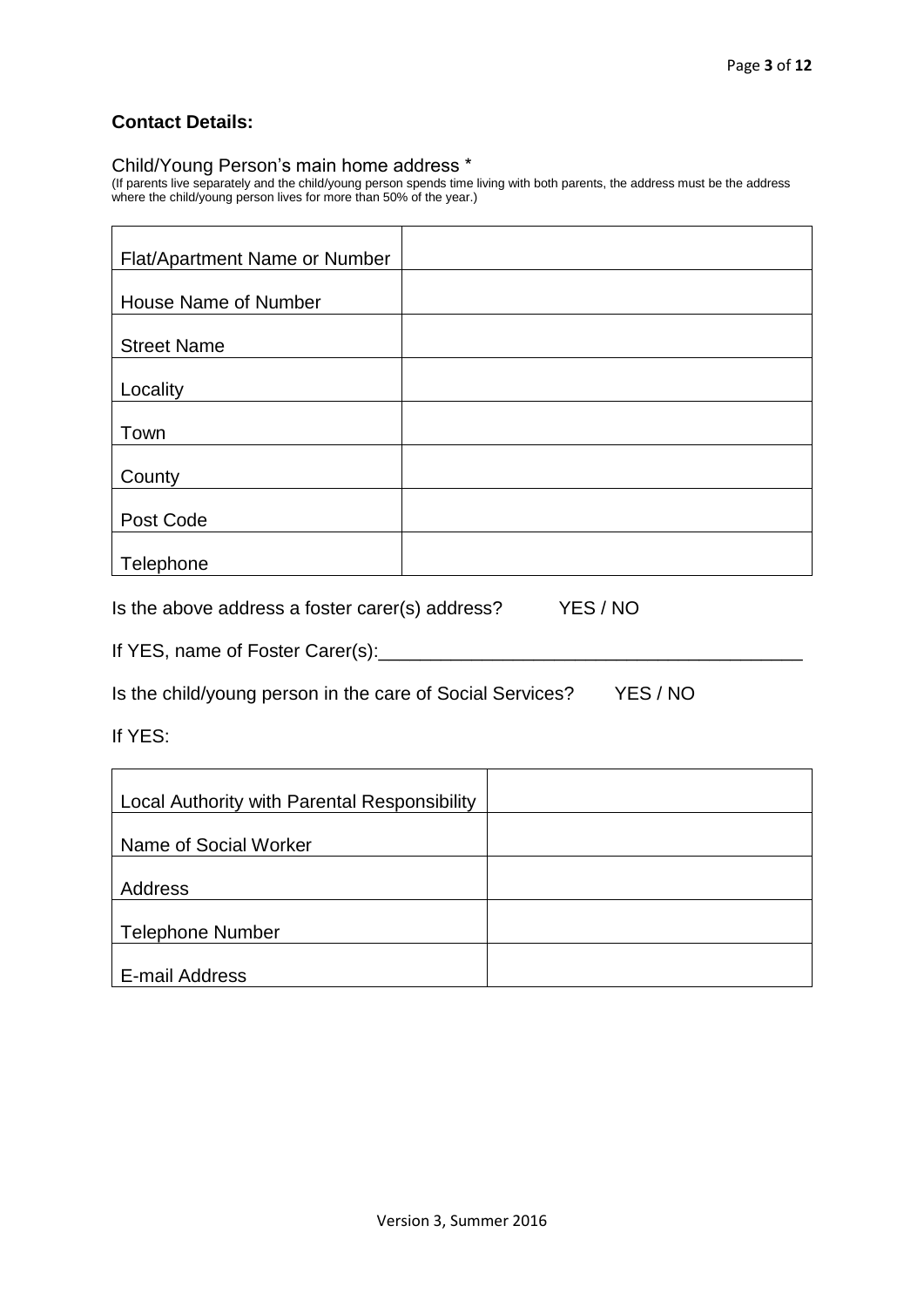## Contact Details:

Child/Young Person's main home address *

(If parents live separately and the child/young person spends time living with both parents, the address must be the address where the child/young person lives for more than 50% of the year.)

| | |
|---|---|
| Flat/Apartment Name or Number | |
| House Name of Number | |
| Street Name | |
| Locality | |
| Town | |
| County | |
| Post Code | |
| Telephone | |

Is the above address a foster carer(s) address? YES / NO

If YES, name of Foster Carer(s):_________________________________________

Is the child/young person in the care of Social Services? YES / NO

If YES:

| | |
|---|---|
| Local Authority with Parental Responsibility | |
| Name of Social Worker | |
| Address | |
| Telephone Number | |
| E-mail Address | |

Version 3, Summer 2016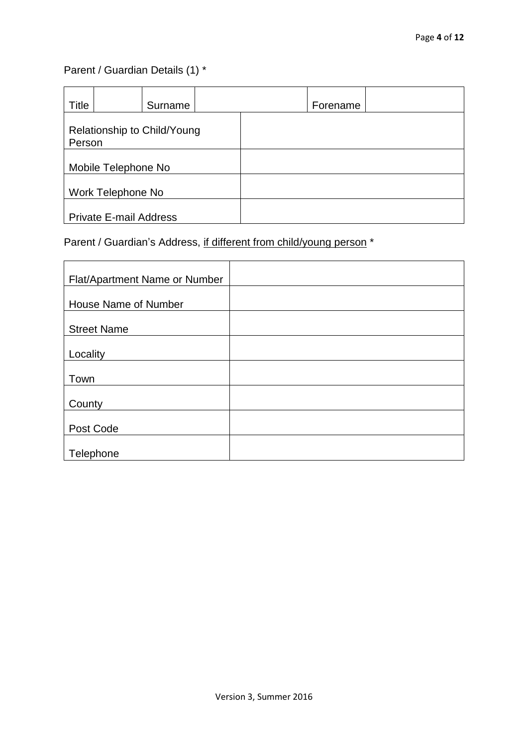Parent / Guardian Details (1) *

| Title | | Surname | | Forename | |
|---|---|---|---|---|---|
| Relationship to Child/Young Person | | | | | |
| Mobile Telephone No | | | | | |
| Work Telephone No | | | | | |
| Private E-mail Address | | | | | |

Parent / Guardian's Address, <u>if different from child/young person</u> *

| | |
|---|---|
| Flat/Apartment Name or Number | |
| House Name of Number | |
| Street Name | |
| Locality | |
| Town | |
| County | |
| Post Code | |
| Telephone | |

Version 3, Summer 2016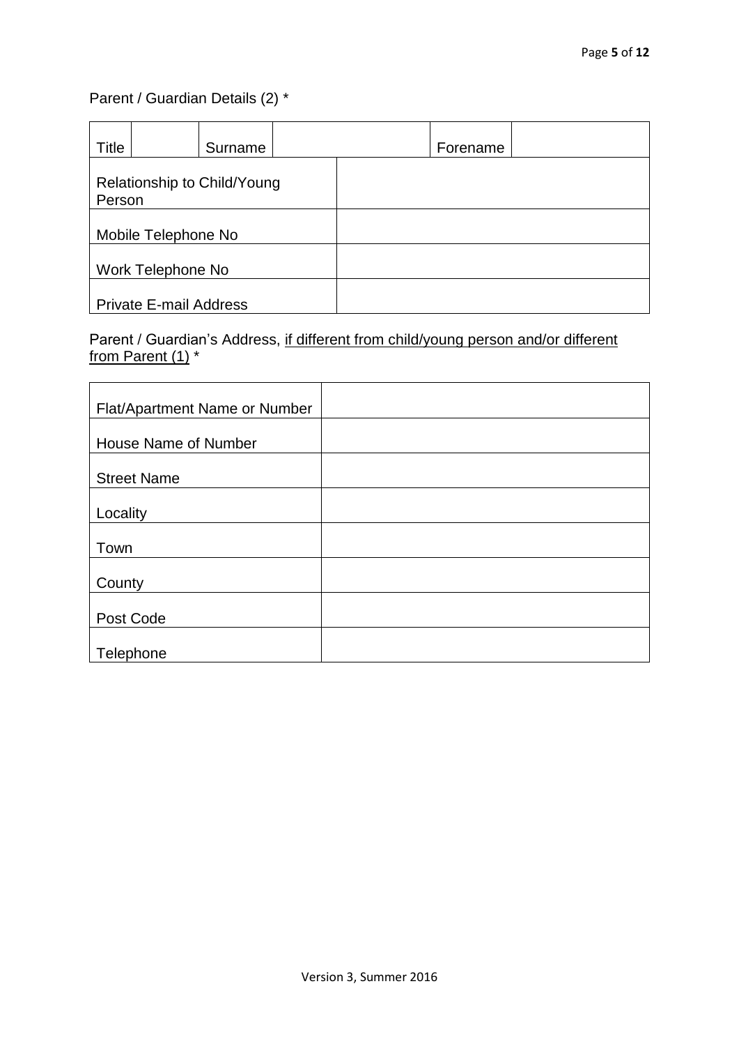Parent / Guardian Details (2) *

| Title | | Surname | | Forename | |
|---|---|---|---|---|---|
| Relationship to Child/Young Person | | | | | |
| Mobile Telephone No | | | | | |
| Work Telephone No | | | | | |
| Private E-mail Address | | | | | |

Parent / Guardian's Address, <u>if different from child/young person and/or different from Parent (1)</u> *

| | |
|---|---|
| Flat/Apartment Name or Number | |
| House Name of Number | |
| Street Name | |
| Locality | |
| Town | |
| County | |
| Post Code | |
| Telephone | |

Version 3, Summer 2016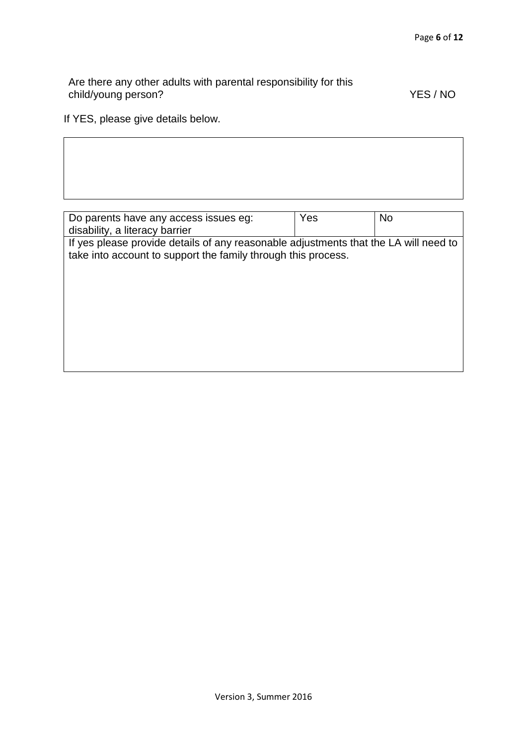Are there any other adults with parental responsibility for this child/young person? YES / NO

If YES, please give details below.

| |
|---|
| |

| Do parents have any access issues eg: disability, a literacy barrier | Yes | No |
|---|---|---|
| If yes please provide details of any reasonable adjustments that the LA will need to take into account to support the family through this process. | | |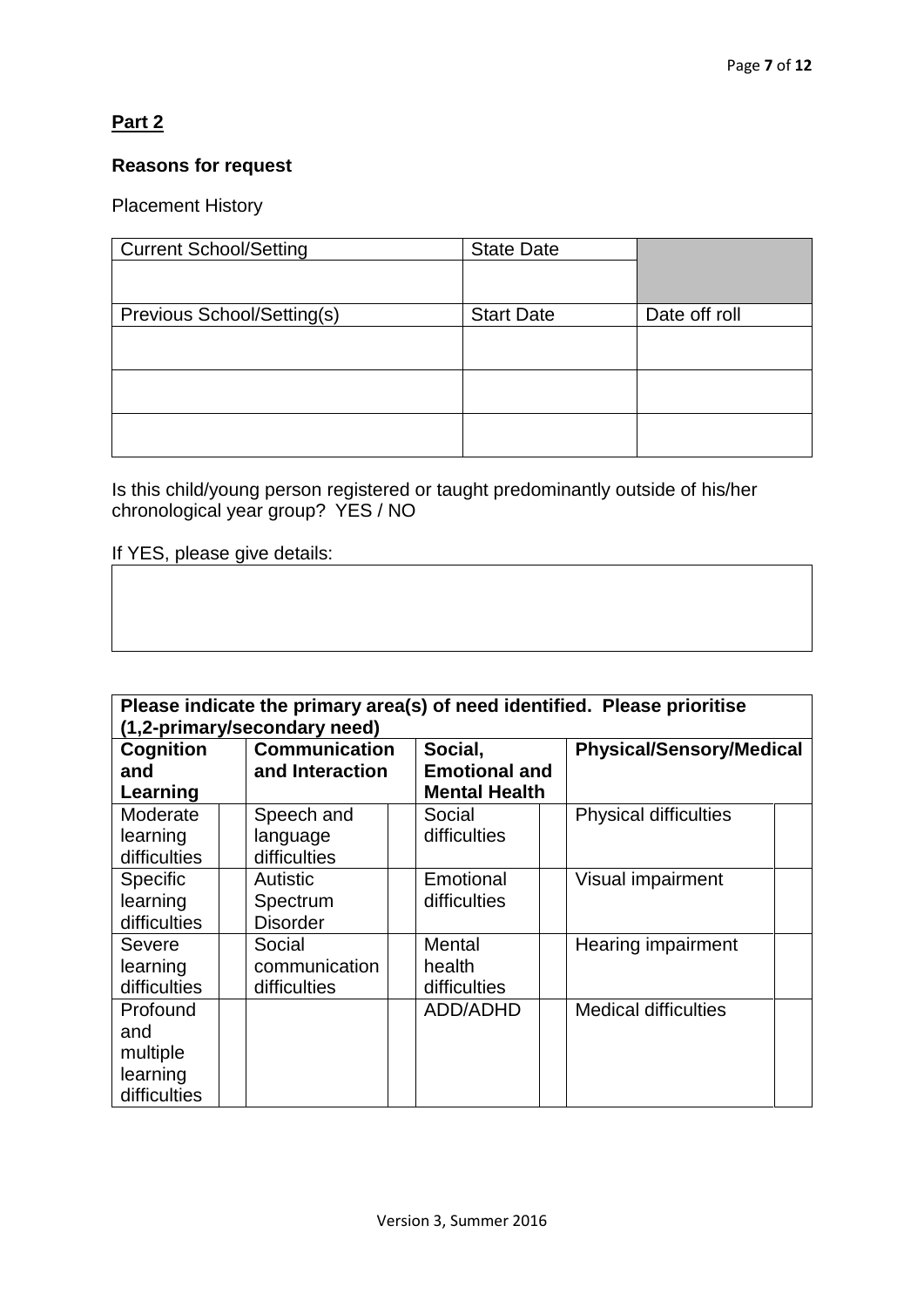**Part 2**

**Reasons for request**

Placement History

| Current School/Setting | State Date | |
| --- | --- | --- |
| | | |
| Previous School/Setting(s) | Start Date | Date off roll |
| | | |
| | | |
| | | |

Is this child/young person registered or taught predominantly outside of his/her chronological year group? YES / NO

If YES, please give details:

| |
| --- |
| |

| **Please indicate the primary area(s) of need identified. Please prioritise (1,2-primary/secondary need)** | | | | | | | |
| --- | --- | --- | --- | --- | --- | --- | --- |
| **Cognition and Learning** | | **Communication and Interaction** | | **Social, Emotional and Mental Health** | | **Physical/Sensory/Medical** | |
| Moderate learning difficulties | | Speech and language difficulties | | Social difficulties | | Physical difficulties | |
| Specific learning difficulties | | Autistic Spectrum Disorder | | Emotional difficulties | | Visual impairment | |
| Severe learning difficulties | | Social communication difficulties | | Mental health difficulties | | Hearing impairment | |
| Profound and multiple learning difficulties | | | | ADD/ADHD | | Medical difficulties | |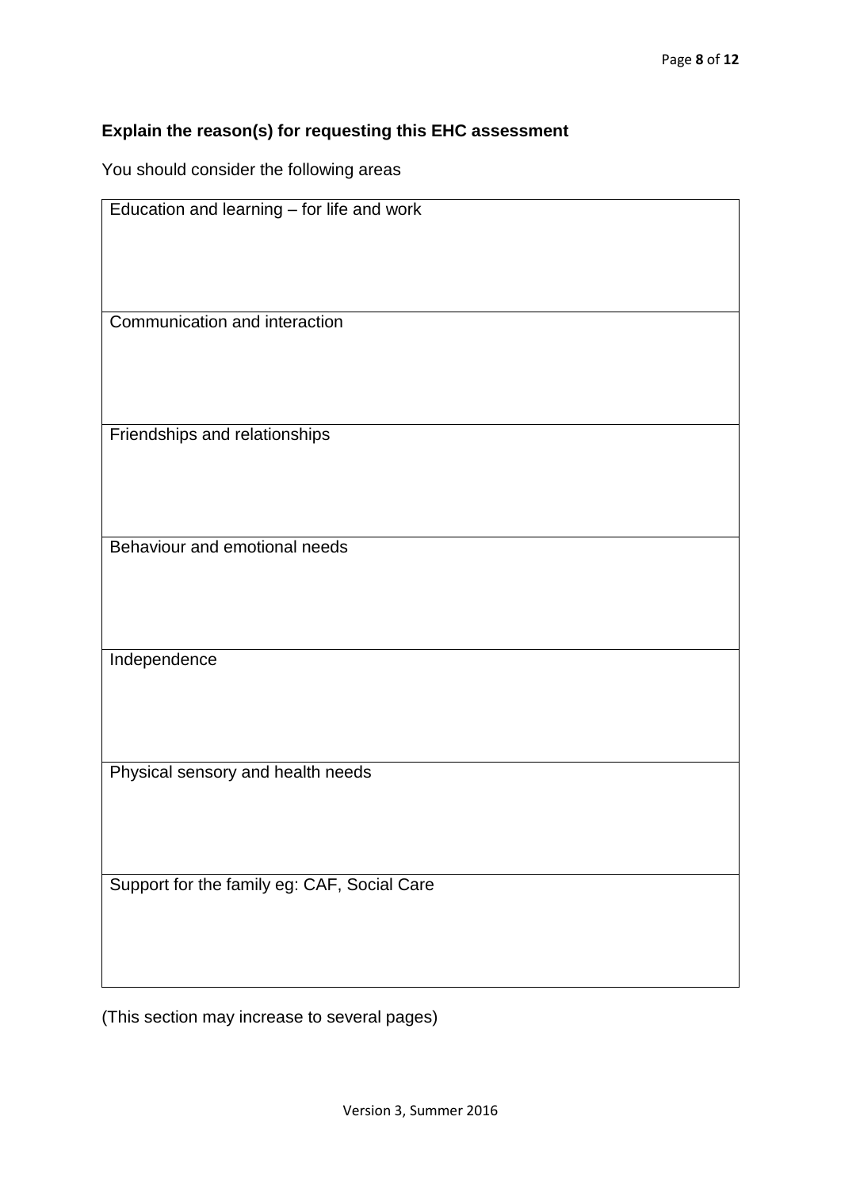**Explain the reason(s) for requesting this EHC assessment**

You should consider the following areas

| Education and learning – for life and work |
| --- |
| Communication and interaction |
| Friendships and relationships |
| Behaviour and emotional needs |
| Independence |
| Physical sensory and health needs |
| Support for the family eg: CAF, Social Care |

(This section may increase to several pages)

Version 3, Summer 2016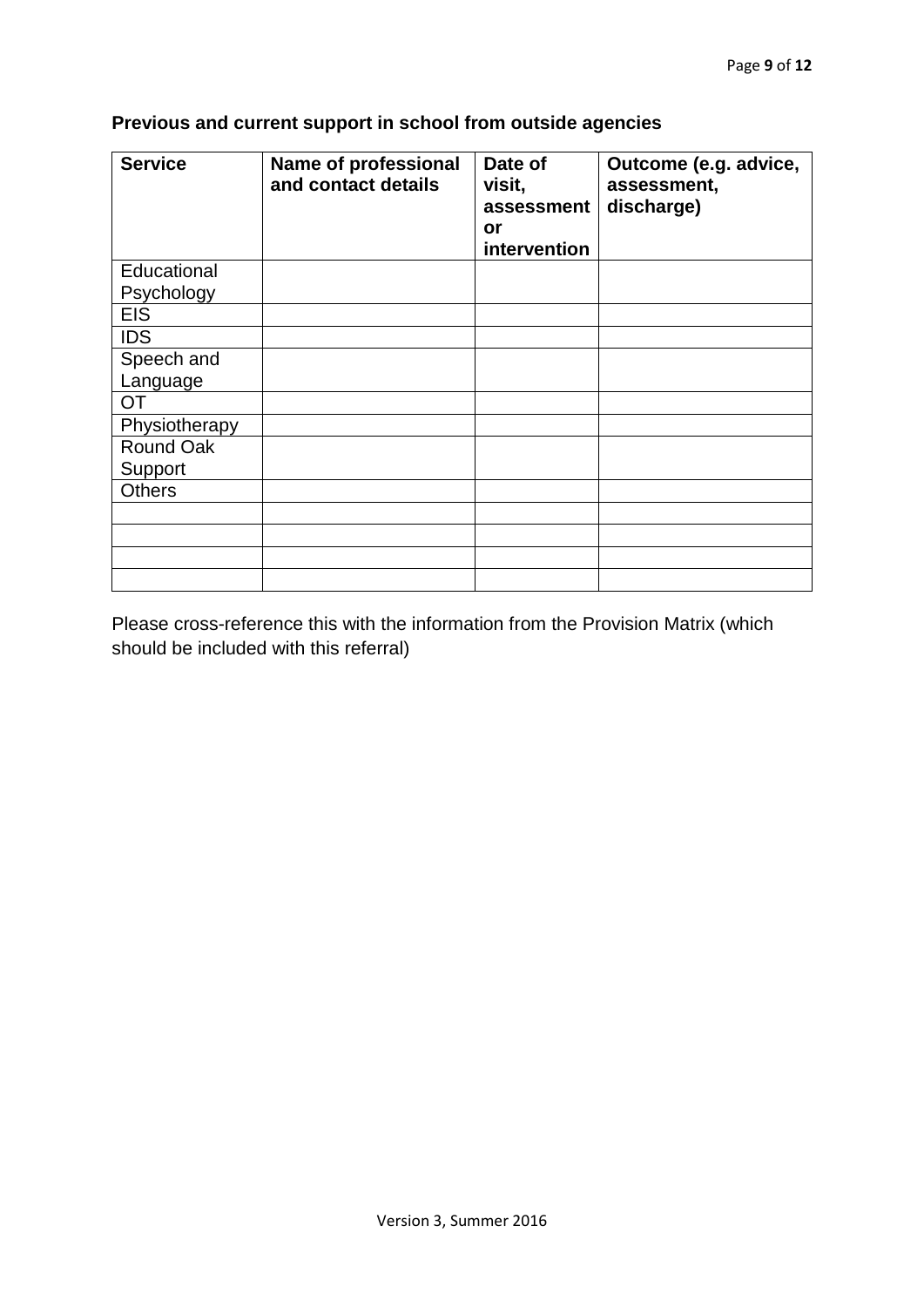**Previous and current support in school from outside agencies**

| Service | Name of professional and contact details | Date of visit, assessment or intervention | Outcome (e.g. advice, assessment, discharge) |
|---|---|---|---|
| Educational Psychology | | | |
| EIS | | | |
| IDS | | | |
| Speech and Language | | | |
| OT | | | |
| Physiotherapy | | | |
| Round Oak Support | | | |
| Others | | | |
| | | | |
| | | | |
| | | | |
| | | | |

Please cross-reference this with the information from the Provision Matrix (which should be included with this referral)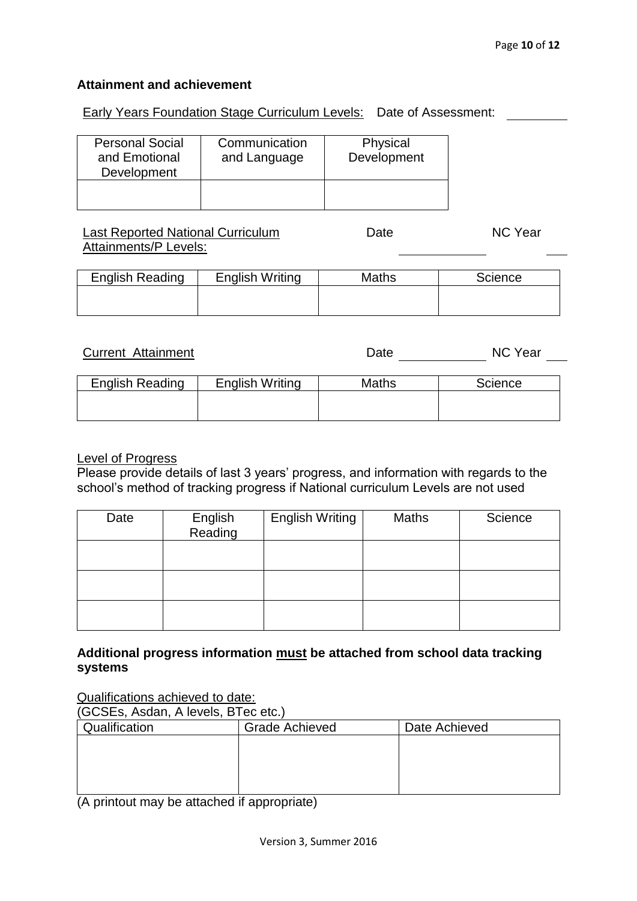**Attainment and achievement**

Early Years Foundation Stage Curriculum Levels: Date of Assessment: ________

| Personal Social and Emotional Development | Communication and Language | Physical Development |
| --- | --- | --- |
| | | |

Last Reported National Curriculum Attainments/P Levels: Date ________ NC Year ___

| English Reading | English Writing | Maths | Science |
| --- | --- | --- | --- |
| | | | |

Current Attainment Date ________ NC Year ___

| English Reading | English Writing | Maths | Science |
| --- | --- | --- | --- |
| | | | |

Level of Progress

Please provide details of last 3 years' progress, and information with regards to the school's method of tracking progress if National curriculum Levels are not used

| Date | English Reading | English Writing | Maths | Science |
| --- | --- | --- | --- | --- |
| | | | | |
| | | | | |
| | | | | |

**Additional progress information must be attached from school data tracking systems**

Qualifications achieved to date:

(GCSEs, Asdan, A levels, BTec etc.)

| Qualification | Grade Achieved | Date Achieved |
| --- | --- | --- |
| | | |

(A printout may be attached if appropriate)

Version 3, Summer 2016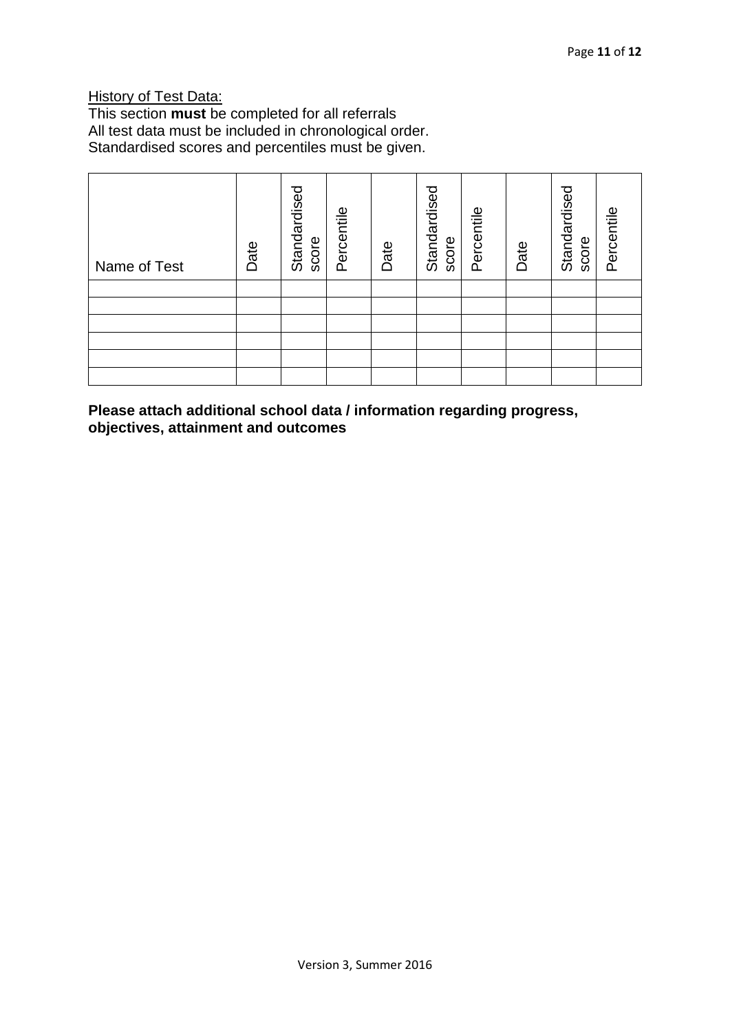History of Test Data:

This section **must** be completed for all referrals
All test data must be included in chronological order.
Standardised scores and percentiles must be given.

| Name of Test | Date | Standardised score | Percentile | Date | Standardised score | Percentile | Date | Standardised score | Percentile |
|---|---|---|---|---|---|---|---|---|---|
| | | | | | | | | | |
| | | | | | | | | | |
| | | | | | | | | | |
| | | | | | | | | | |
| | | | | | | | | | |
| | | | | | | | | | |

**Please attach additional school data / information regarding progress, objectives, attainment and outcomes**

Version 3, Summer 2016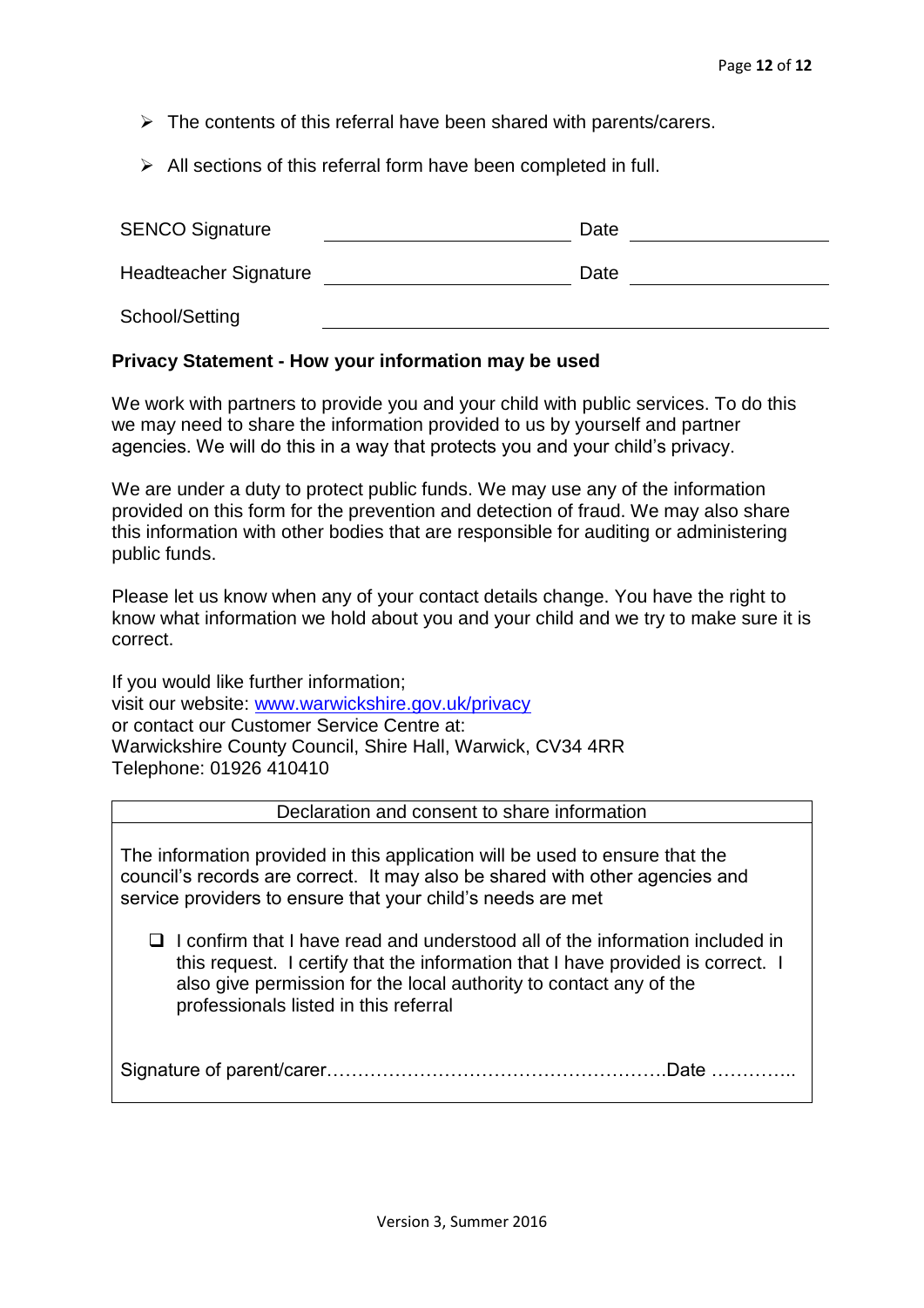- The contents of this referral have been shared with parents/carers.
- All sections of this referral form have been completed in full.

| | | | |
|---|---|---|---|
| SENCO Signature | | Date | |
| Headteacher Signature | | Date | |
| School/Setting | | | |

**Privacy Statement - How your information may be used**

We work with partners to provide you and your child with public services. To do this we may need to share the information provided to us by yourself and partner agencies. We will do this in a way that protects you and your child's privacy.

We are under a duty to protect public funds. We may use any of the information provided on this form for the prevention and detection of fraud. We may also share this information with other bodies that are responsible for auditing or administering public funds.

Please let us know when any of your contact details change. You have the right to know what information we hold about you and your child and we try to make sure it is correct.

If you would like further information;
visit our website: www.warwickshire.gov.uk/privacy
or contact our Customer Service Centre at:
Warwickshire County Council, Shire Hall, Warwick, CV34 4RR
Telephone: 01926 410410

| Declaration and consent to share information |
|---|
| The information provided in this application will be used to ensure that the council's records are correct. It may also be shared with other agencies and service providers to ensure that your child's needs are met<br><br>☐ I confirm that I have read and understood all of the information included in this request. I certify that the information that I have provided is correct. I also give permission for the local authority to contact any of the professionals listed in this referral<br><br>Signature of parent/carer……………………………………………….Date ………….. |

Version 3, Summer 2016